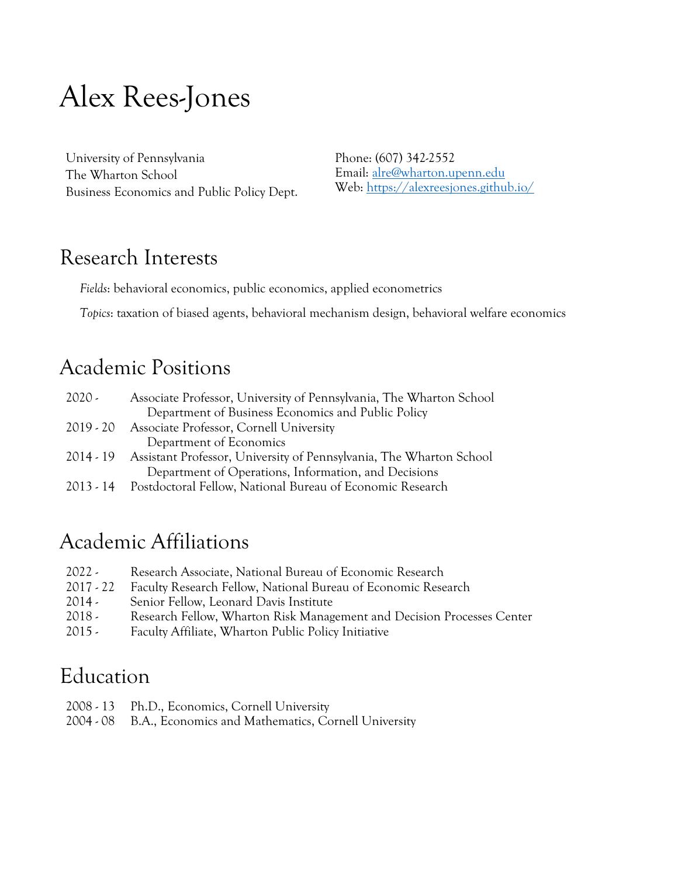# Alex Rees-Jones

University of Pennsylvania
The Wharton School
Business Economics and Public Policy Dept.

Phone: (607) 342-2552
Email: [alre@wharton.upenn.edu](mailto:alre@wharton.upenn.edu)
Web: [https://alexreesjones.github.io/](https://alexreesjones.github.io/)

## Research Interests

*Fields*: behavioral economics, public economics, applied econometrics

*Topics*: taxation of biased agents, behavioral mechanism design, behavioral welfare economics

## Academic Positions

2020 - Associate Professor, University of Pennsylvania, The Wharton School
  Department of Business Economics and Public Policy
2019 - 20 Associate Professor, Cornell University
  Department of Economics
2014 - 19 Assistant Professor, University of Pennsylvania, The Wharton School
  Department of Operations, Information, and Decisions
2013 - 14 Postdoctoral Fellow, National Bureau of Economic Research

## Academic Affiliations

2022 - Research Associate, National Bureau of Economic Research
2017 - 22 Faculty Research Fellow, National Bureau of Economic Research
2014 - Senior Fellow, Leonard Davis Institute
2018 - Research Fellow, Wharton Risk Management and Decision Processes Center
2015 - Faculty Affiliate, Wharton Public Policy Initiative

## Education

2008 - 13 Ph.D., Economics, Cornell University
2004 - 08 B.A., Economics and Mathematics, Cornell University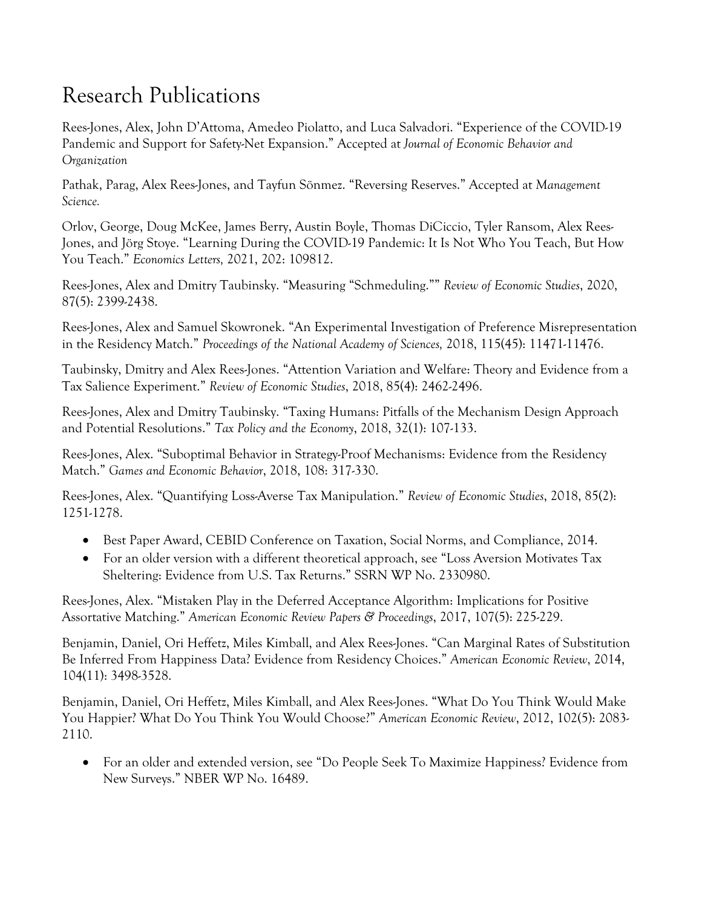# Research Publications

Rees-Jones, Alex, John D'Attoma, Amedeo Piolatto, and Luca Salvadori. "Experience of the COVID-19 Pandemic and Support for Safety-Net Expansion." Accepted at *Journal of Economic Behavior and Organization*

Pathak, Parag, Alex Rees-Jones, and Tayfun Sönmez. "Reversing Reserves." Accepted at *Management Science.*

Orlov, George, Doug McKee, James Berry, Austin Boyle, Thomas DiCiccio, Tyler Ransom, Alex Rees-Jones, and Jörg Stoye. "Learning During the COVID-19 Pandemic: It Is Not Who You Teach, But How You Teach." *Economics Letters,* 2021, 202: 109812.

Rees-Jones, Alex and Dmitry Taubinsky. "Measuring "Schmeduling."" *Review of Economic Studies*, 2020, 87(5): 2399-2438.

Rees-Jones, Alex and Samuel Skowronek. "An Experimental Investigation of Preference Misrepresentation in the Residency Match." *Proceedings of the National Academy of Sciences,* 2018, 115(45): 11471-11476.

Taubinsky, Dmitry and Alex Rees-Jones. "Attention Variation and Welfare: Theory and Evidence from a Tax Salience Experiment." *Review of Economic Studies*, 2018, 85(4): 2462-2496.

Rees-Jones, Alex and Dmitry Taubinsky. "Taxing Humans: Pitfalls of the Mechanism Design Approach and Potential Resolutions." *Tax Policy and the Economy*, 2018, 32(1): 107-133.

Rees-Jones, Alex. "Suboptimal Behavior in Strategy-Proof Mechanisms: Evidence from the Residency Match." *Games and Economic Behavior*, 2018, 108: 317-330.

Rees-Jones, Alex. "Quantifying Loss-Averse Tax Manipulation." *Review of Economic Studies*, 2018, 85(2): 1251-1278.

- Best Paper Award, CEBID Conference on Taxation, Social Norms, and Compliance, 2014.
- For an older version with a different theoretical approach, see "Loss Aversion Motivates Tax Sheltering: Evidence from U.S. Tax Returns." SSRN WP No. 2330980.

Rees-Jones, Alex. "Mistaken Play in the Deferred Acceptance Algorithm: Implications for Positive Assortative Matching." *American Economic Review Papers & Proceedings*, 2017, 107(5): 225-229.

Benjamin, Daniel, Ori Heffetz, Miles Kimball, and Alex Rees-Jones. "Can Marginal Rates of Substitution Be Inferred From Happiness Data? Evidence from Residency Choices." *American Economic Review*, 2014, 104(11): 3498-3528.

Benjamin, Daniel, Ori Heffetz, Miles Kimball, and Alex Rees-Jones. "What Do You Think Would Make You Happier? What Do You Think You Would Choose?" *American Economic Review*, 2012, 102(5): 2083-2110.

- For an older and extended version, see "Do People Seek To Maximize Happiness? Evidence from New Surveys." NBER WP No. 16489.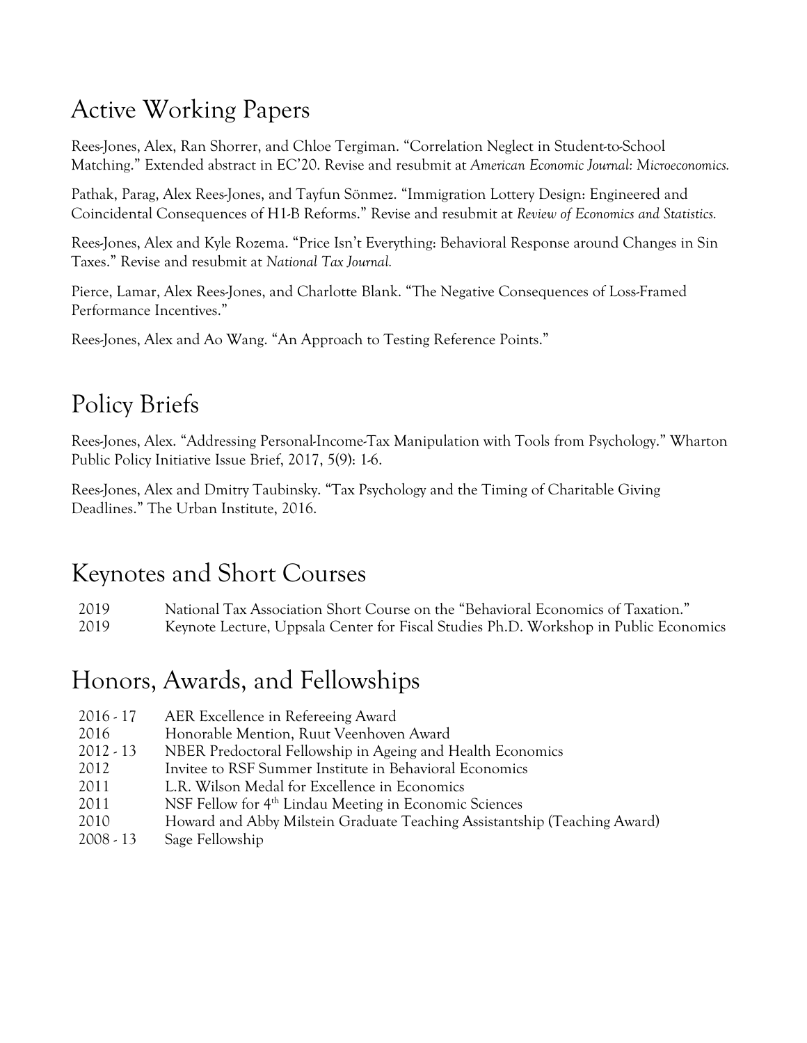## Active Working Papers

Rees-Jones, Alex, Ran Shorrer, and Chloe Tergiman. "Correlation Neglect in Student-to-School Matching." Extended abstract in EC'20. Revise and resubmit at *American Economic Journal: Microeconomics.*

Pathak, Parag, Alex Rees-Jones, and Tayfun Sönmez. "Immigration Lottery Design: Engineered and Coincidental Consequences of H1-B Reforms." Revise and resubmit at *Review of Economics and Statistics.*

Rees-Jones, Alex and Kyle Rozema. "Price Isn't Everything: Behavioral Response around Changes in Sin Taxes." Revise and resubmit at *National Tax Journal.*

Pierce, Lamar, Alex Rees-Jones, and Charlotte Blank. "The Negative Consequences of Loss-Framed Performance Incentives."

Rees-Jones, Alex and Ao Wang. "An Approach to Testing Reference Points."

## Policy Briefs

Rees-Jones, Alex. "Addressing Personal-Income-Tax Manipulation with Tools from Psychology." Wharton Public Policy Initiative Issue Brief, 2017, 5(9): 1-6.

Rees-Jones, Alex and Dmitry Taubinsky. "Tax Psychology and the Timing of Charitable Giving Deadlines." The Urban Institute, 2016.

## Keynotes and Short Courses

| | |
|---|---|
| 2019 | National Tax Association Short Course on the "Behavioral Economics of Taxation." |
| 2019 | Keynote Lecture, Uppsala Center for Fiscal Studies Ph.D. Workshop in Public Economics |

## Honors, Awards, and Fellowships

| | |
|---|---|
| 2016 - 17 | AER Excellence in Refereeing Award |
| 2016 | Honorable Mention, Ruut Veenhoven Award |
| 2012 - 13 | NBER Predoctoral Fellowship in Ageing and Health Economics |
| 2012 | Invitee to RSF Summer Institute in Behavioral Economics |
| 2011 | L.R. Wilson Medal for Excellence in Economics |
| 2011 | NSF Fellow for 4th Lindau Meeting in Economic Sciences |
| 2010 | Howard and Abby Milstein Graduate Teaching Assistantship (Teaching Award) |
| 2008 - 13 | Sage Fellowship |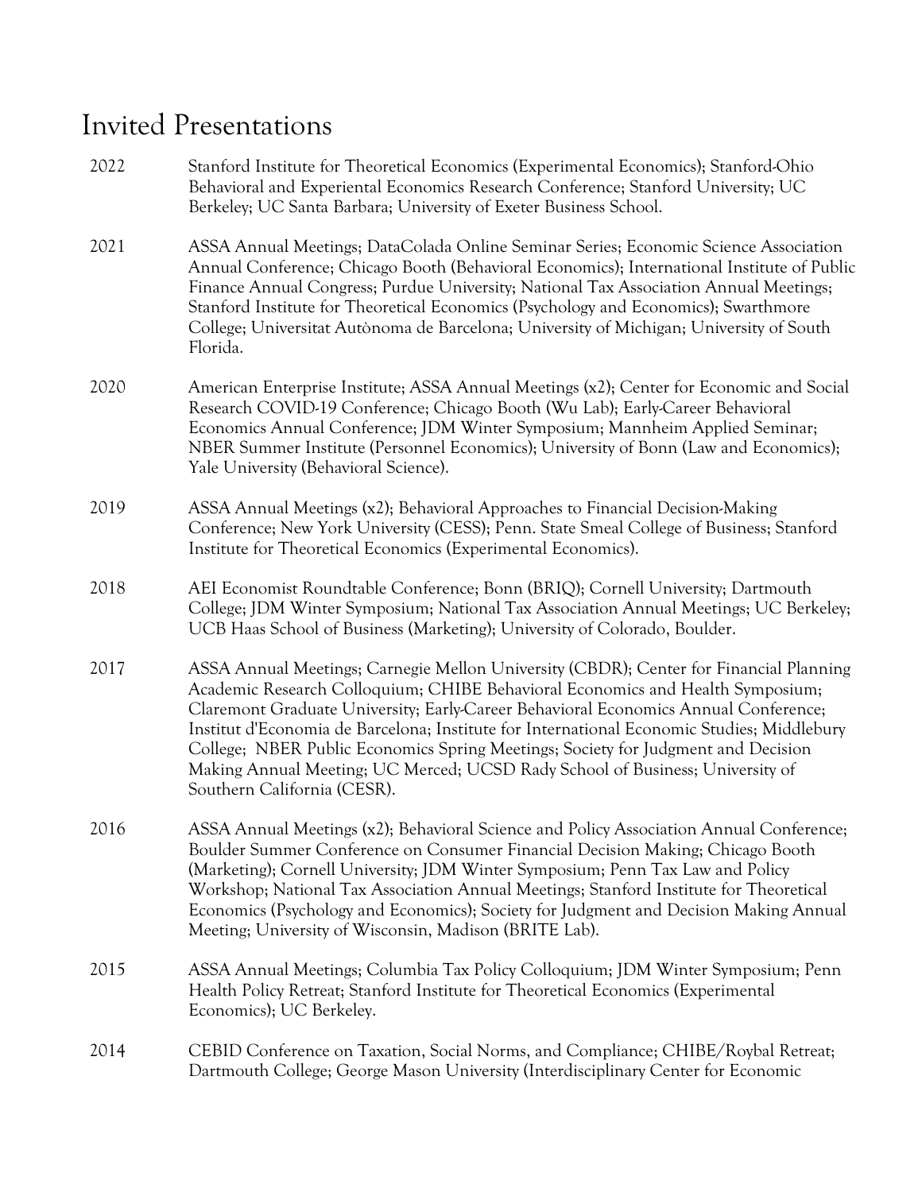# Invited Presentations

| | |
|---|---|
| 2022 | Stanford Institute for Theoretical Economics (Experimental Economics); Stanford-Ohio Behavioral and Experiental Economics Research Conference; Stanford University; UC Berkeley; UC Santa Barbara; University of Exeter Business School. |
| 2021 | ASSA Annual Meetings; DataColada Online Seminar Series; Economic Science Association Annual Conference; Chicago Booth (Behavioral Economics); International Institute of Public Finance Annual Congress; Purdue University; National Tax Association Annual Meetings; Stanford Institute for Theoretical Economics (Psychology and Economics); Swarthmore College; Universitat Autònoma de Barcelona; University of Michigan; University of South Florida. |
| 2020 | American Enterprise Institute; ASSA Annual Meetings (x2); Center for Economic and Social Research COVID-19 Conference; Chicago Booth (Wu Lab); Early-Career Behavioral Economics Annual Conference; JDM Winter Symposium; Mannheim Applied Seminar; NBER Summer Institute (Personnel Economics); University of Bonn (Law and Economics); Yale University (Behavioral Science). |
| 2019 | ASSA Annual Meetings (x2); Behavioral Approaches to Financial Decision-Making Conference; New York University (CESS); Penn. State Smeal College of Business; Stanford Institute for Theoretical Economics (Experimental Economics). |
| 2018 | AEI Economist Roundtable Conference; Bonn (BRIQ); Cornell University; Dartmouth College; JDM Winter Symposium; National Tax Association Annual Meetings; UC Berkeley; UCB Haas School of Business (Marketing); University of Colorado, Boulder. |
| 2017 | ASSA Annual Meetings; Carnegie Mellon University (CBDR); Center for Financial Planning Academic Research Colloquium; CHIBE Behavioral Economics and Health Symposium; Claremont Graduate University; Early-Career Behavioral Economics Annual Conference; Institut d'Economia de Barcelona; Institute for International Economic Studies; Middlebury College; NBER Public Economics Spring Meetings; Society for Judgment and Decision Making Annual Meeting; UC Merced; UCSD Rady School of Business; University of Southern California (CESR). |
| 2016 | ASSA Annual Meetings (x2); Behavioral Science and Policy Association Annual Conference; Boulder Summer Conference on Consumer Financial Decision Making; Chicago Booth (Marketing); Cornell University; JDM Winter Symposium; Penn Tax Law and Policy Workshop; National Tax Association Annual Meetings; Stanford Institute for Theoretical Economics (Psychology and Economics); Society for Judgment and Decision Making Annual Meeting; University of Wisconsin, Madison (BRITE Lab). |
| 2015 | ASSA Annual Meetings; Columbia Tax Policy Colloquium; JDM Winter Symposium; Penn Health Policy Retreat; Stanford Institute for Theoretical Economics (Experimental Economics); UC Berkeley. |
| 2014 | CEBID Conference on Taxation, Social Norms, and Compliance; CHIBE/Roybal Retreat; Dartmouth College; George Mason University (Interdisciplinary Center for Economic |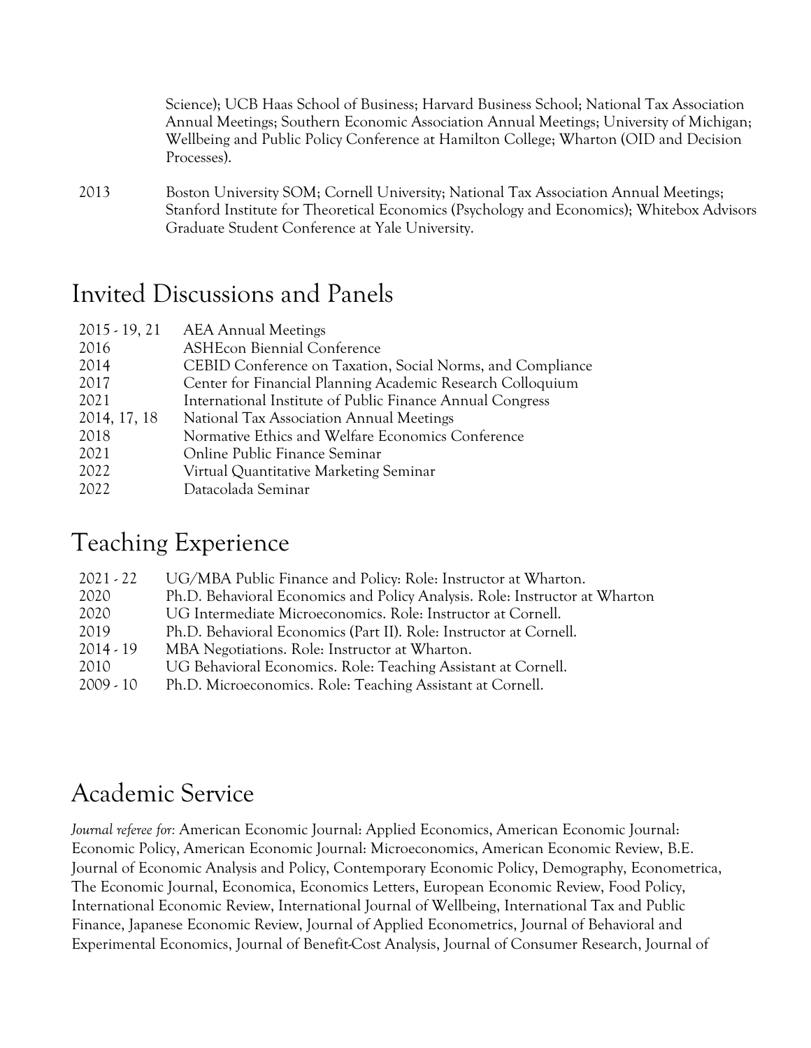Science); UCB Haas School of Business; Harvard Business School; National Tax Association Annual Meetings; Southern Economic Association Annual Meetings; University of Michigan; Wellbeing and Public Policy Conference at Hamilton College; Wharton (OID and Decision Processes).

| | |
|---|---|
| 2013 | Boston University SOM; Cornell University; National Tax Association Annual Meetings; Stanford Institute for Theoretical Economics (Psychology and Economics); Whitebox Advisors Graduate Student Conference at Yale University. |

# Invited Discussions and Panels

| | |
|---|---|
| 2015 - 19, 21 | AEA Annual Meetings |
| 2016 | ASHEcon Biennial Conference |
| 2014 | CEBID Conference on Taxation, Social Norms, and Compliance |
| 2017 | Center for Financial Planning Academic Research Colloquium |
| 2021 | International Institute of Public Finance Annual Congress |
| 2014, 17, 18 | National Tax Association Annual Meetings |
| 2018 | Normative Ethics and Welfare Economics Conference |
| 2021 | Online Public Finance Seminar |
| 2022 | Virtual Quantitative Marketing Seminar |
| 2022 | Datacolada Seminar |

# Teaching Experience

| | |
|---|---|
| 2021 - 22 | UG/MBA Public Finance and Policy: Role: Instructor at Wharton. |
| 2020 | Ph.D. Behavioral Economics and Policy Analysis. Role: Instructor at Wharton |
| 2020 | UG Intermediate Microeconomics. Role: Instructor at Cornell. |
| 2019 | Ph.D. Behavioral Economics (Part II). Role: Instructor at Cornell. |
| 2014 - 19 | MBA Negotiations. Role: Instructor at Wharton. |
| 2010 | UG Behavioral Economics. Role: Teaching Assistant at Cornell. |
| 2009 - 10 | Ph.D. Microeconomics. Role: Teaching Assistant at Cornell. |

# Academic Service

*Journal referee for:* American Economic Journal: Applied Economics, American Economic Journal: Economic Policy, American Economic Journal: Microeconomics, American Economic Review, B.E. Journal of Economic Analysis and Policy, Contemporary Economic Policy, Demography, Econometrica, The Economic Journal, Economica, Economics Letters, European Economic Review, Food Policy, International Economic Review, International Journal of Wellbeing, International Tax and Public Finance, Japanese Economic Review, Journal of Applied Econometrics, Journal of Behavioral and Experimental Economics, Journal of Benefit-Cost Analysis, Journal of Consumer Research, Journal of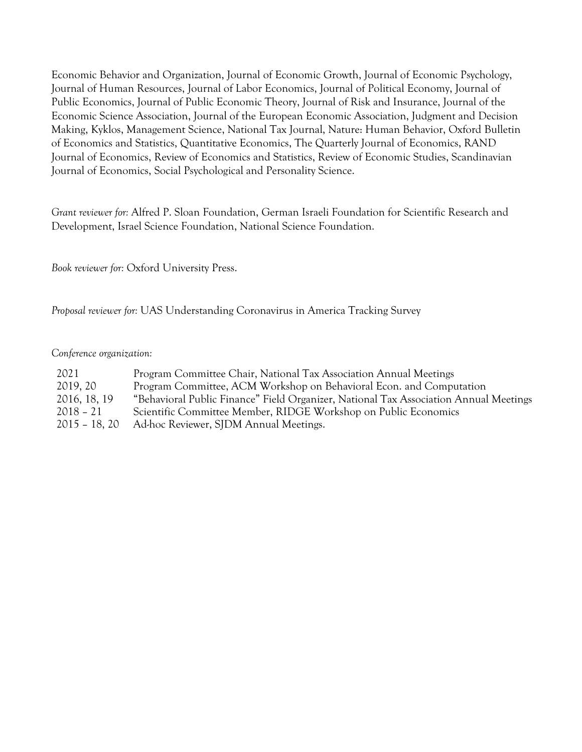Economic Behavior and Organization, Journal of Economic Growth, Journal of Economic Psychology, Journal of Human Resources, Journal of Labor Economics, Journal of Political Economy, Journal of Public Economics, Journal of Public Economic Theory, Journal of Risk and Insurance, Journal of the Economic Science Association, Journal of the European Economic Association, Judgment and Decision Making, Kyklos, Management Science, National Tax Journal, Nature: Human Behavior, Oxford Bulletin of Economics and Statistics, Quantitative Economics, The Quarterly Journal of Economics, RAND Journal of Economics, Review of Economics and Statistics, Review of Economic Studies, Scandinavian Journal of Economics, Social Psychological and Personality Science.

*Grant reviewer for:* Alfred P. Sloan Foundation, German Israeli Foundation for Scientific Research and Development, Israel Science Foundation, National Science Foundation.

*Book reviewer for:* Oxford University Press.

*Proposal reviewer for:* UAS Understanding Coronavirus in America Tracking Survey

*Conference organization:*

| | |
|---|---|
| 2021 | Program Committee Chair, National Tax Association Annual Meetings |
| 2019, 20 | Program Committee, ACM Workshop on Behavioral Econ. and Computation |
| 2016, 18, 19 | "Behavioral Public Finance" Field Organizer, National Tax Association Annual Meetings |
| 2018 – 21 | Scientific Committee Member, RIDGE Workshop on Public Economics |
| 2015 – 18, 20 | Ad-hoc Reviewer, SJDM Annual Meetings. |